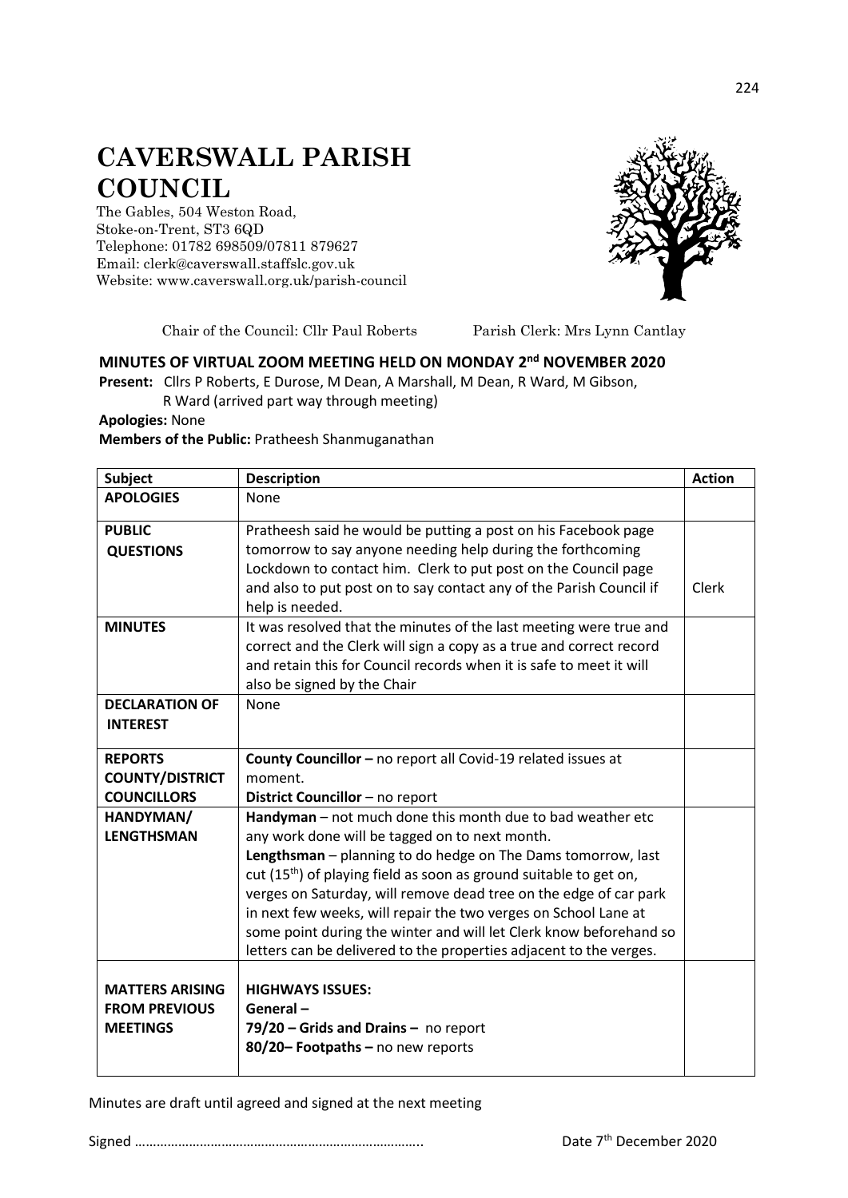# CAVERSWALL PARISH COUNCIL

The Gables, 504 Weston Road,
Stoke-on-Trent, ST3 6QD
Telephone: 01782 698509/07811 879627
Email: clerk@caverswall.staffslc.gov.uk
Website: www.caverswall.org.uk/parish-council

Chair of the Council: Cllr Paul Roberts    Parish Clerk: Mrs Lynn Cantlay

## MINUTES OF VIRTUAL ZOOM MEETING HELD ON MONDAY 2nd NOVEMBER 2020

**Present:** Cllrs P Roberts, E Durose, M Dean, A Marshall, M Dean, R Ward, M Gibson, R Ward (arrived part way through meeting)

**Apologies:** None

**Members of the Public:** Pratheesh Shanmuganathan

| Subject | Description | Action |
|---|---|---|
| **APOLOGIES** | None | |
| **PUBLIC QUESTIONS** | Pratheesh said he would be putting a post on his Facebook page tomorrow to say anyone needing help during the forthcoming Lockdown to contact him. Clerk to put post on the Council page and also to put post on to say contact any of the Parish Council if help is needed. | Clerk |
| **MINUTES** | It was resolved that the minutes of the last meeting were true and correct and the Clerk will sign a copy as a true and correct record and retain this for Council records when it is safe to meet it will also be signed by the Chair | |
| **DECLARATION OF INTEREST** | None | |
| **REPORTS COUNTY/DISTRICT COUNCILLORS** | **County Councillor –** no report all Covid-19 related issues at moment.<br>**District Councillor** – no report | |
| **HANDYMAN/ LENGTHSMAN** | **Handyman** – not much done this month due to bad weather etc any work done will be tagged on to next month.<br>**Lengthsman** – planning to do hedge on The Dams tomorrow, last cut (15th) of playing field as soon as ground suitable to get on, verges on Saturday, will remove dead tree on the edge of car park in next few weeks, will repair the two verges on School Lane at some point during the winter and will let Clerk know beforehand so letters can be delivered to the properties adjacent to the verges. | |
| **MATTERS ARISING FROM PREVIOUS MEETINGS** | **HIGHWAYS ISSUES:**<br>**General –**<br>**79/20 – Grids and Drains –** no report<br>**80/20– Footpaths –** no new reports | |

Minutes are draft until agreed and signed at the next meeting

Signed …………………………………………………………………..    Date 7th December 2020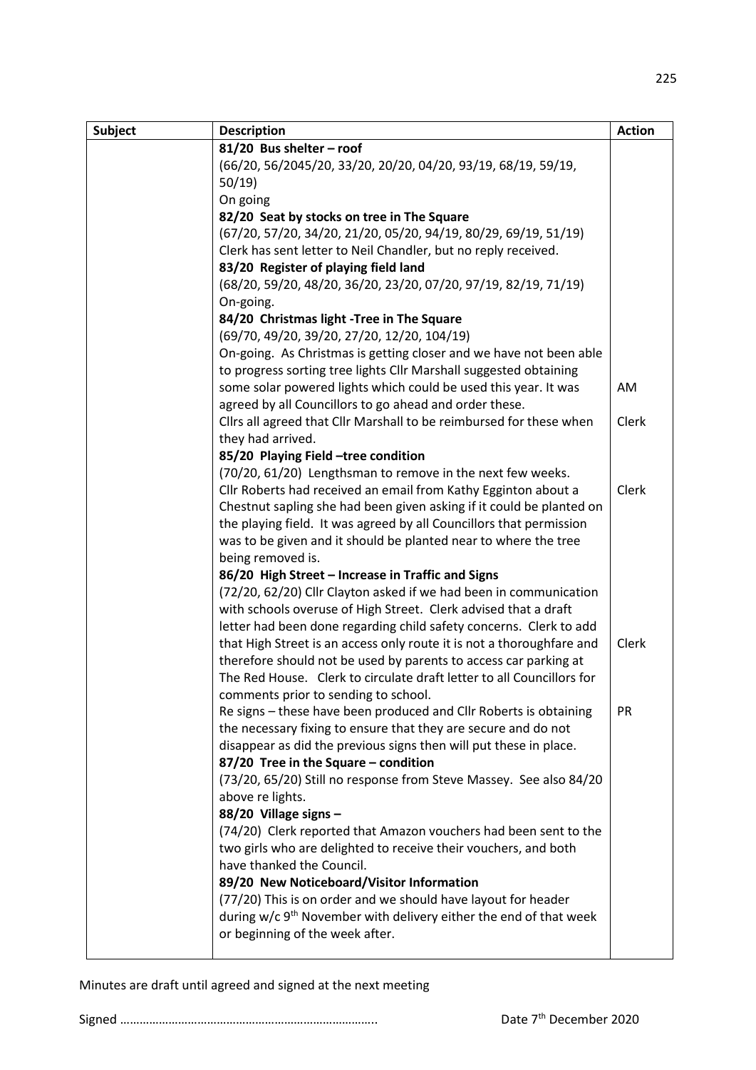| Subject | Description | Action |
|---|---|---|
| | **81/20 Bus shelter – roof**<br>(66/20, 56/2045/20, 33/20, 20/20, 04/20, 93/19, 68/19, 59/19, 50/19)<br>On going<br>**82/20 Seat by stocks on tree in The Square**<br>(67/20, 57/20, 34/20, 21/20, 05/20, 94/19, 80/29, 69/19, 51/19)<br>Clerk has sent letter to Neil Chandler, but no reply received.<br>**83/20 Register of playing field land**<br>(68/20, 59/20, 48/20, 36/20, 23/20, 07/20, 97/19, 82/19, 71/19)<br>On-going.<br>**84/20 Christmas light -Tree in The Square**<br>(69/70, 49/20, 39/20, 27/20, 12/20, 104/19)<br>On-going. As Christmas is getting closer and we have not been able to progress sorting tree lights Cllr Marshall suggested obtaining some solar powered lights which could be used this year. It was agreed by all Councillors to go ahead and order these.<br>Cllrs all agreed that Cllr Marshall to be reimbursed for these when they had arrived.<br>**85/20 Playing Field –tree condition**<br>(70/20, 61/20) Lengthsman to remove in the next few weeks.<br>Cllr Roberts had received an email from Kathy Egginton about a Chestnut sapling she had been given asking if it could be planted on the playing field. It was agreed by all Councillors that permission was to be given and it should be planted near to where the tree being removed is.<br>**86/20 High Street – Increase in Traffic and Signs**<br>(72/20, 62/20) Cllr Clayton asked if we had been in communication with schools overuse of High Street. Clerk advised that a draft letter had been done regarding child safety concerns. Clerk to add that High Street is an access only route it is not a thoroughfare and therefore should not be used by parents to access car parking at The Red House. Clerk to circulate draft letter to all Councillors for comments prior to sending to school.<br>Re signs – these have been produced and Cllr Roberts is obtaining the necessary fixing to ensure that they are secure and do not disappear as did the previous signs then will put these in place.<br>**87/20 Tree in the Square – condition**<br>(73/20, 65/20) Still no response from Steve Massey. See also 84/20 above re lights.<br>**88/20 Village signs –**<br>(74/20) Clerk reported that Amazon vouchers had been sent to the two girls who are delighted to receive their vouchers, and both have thanked the Council.<br>**89/20 New Noticeboard/Visitor Information**<br>(77/20) This is on order and we should have layout for header during w/c 9th November with delivery either the end of that week or beginning of the week after. | AM<br><br>Clerk<br><br>Clerk<br><br>Clerk<br><br>PR |

Minutes are draft until agreed and signed at the next meeting

Signed …………………………………………………………………..   Date 7th December 2020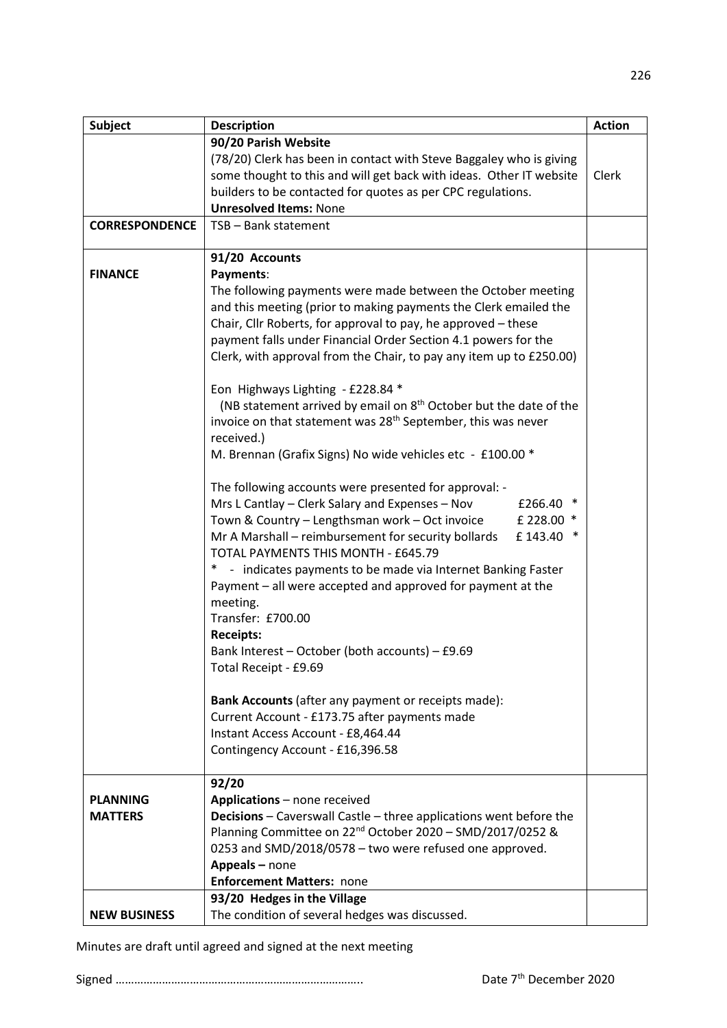| Subject | Description | Action |
|---|---|---|
| | **90/20 Parish Website**<br>(78/20) Clerk has been in contact with Steve Baggaley who is giving some thought to this and will get back with ideas. Other IT website builders to be contacted for quotes as per CPC regulations.<br>**Unresolved Items:** None | Clerk |
| **CORRESPONDENCE** | TSB – Bank statement | |
| **FINANCE** | **91/20 Accounts**<br>**Payments**:<br>The following payments were made between the October meeting and this meeting (prior to making payments the Clerk emailed the Chair, Cllr Roberts, for approval to pay, he approved – these payment falls under Financial Order Section 4.1 powers for the Clerk, with approval from the Chair, to pay any item up to £250.00)<br><br>Eon Highways Lighting - £228.84 *<br>(NB statement arrived by email on 8th October but the date of the invoice on that statement was 28th September, this was never received.)<br>M. Brennan (Grafix Signs) No wide vehicles etc - £100.00 *<br><br>The following accounts were presented for approval: -<br>Mrs L Cantlay – Clerk Salary and Expenses – Nov £266.40 *<br>Town & Country – Lengthsman work – Oct invoice £ 228.00 *<br>Mr A Marshall – reimbursement for security bollards £ 143.40 *<br>TOTAL PAYMENTS THIS MONTH - £645.79<br>* - indicates payments to be made via Internet Banking Faster Payment – all were accepted and approved for payment at the meeting.<br>Transfer: £700.00<br>**Receipts:**<br>Bank Interest – October (both accounts) – £9.69<br>Total Receipt - £9.69<br><br>**Bank Accounts** (after any payment or receipts made):<br>Current Account - £173.75 after payments made<br>Instant Access Account - £8,464.44<br>Contingency Account - £16,396.58 | |
| **PLANNING MATTERS** | **92/20**<br>**Applications** – none received<br>**Decisions** – Caverswall Castle – three applications went before the Planning Committee on 22nd October 2020 – SMD/2017/0252 & 0253 and SMD/2018/0578 – two were refused one approved.<br>**Appeals –** none<br>**Enforcement Matters:** none | |
| **NEW BUSINESS** | **93/20 Hedges in the Village**<br>The condition of several hedges was discussed. | |

Minutes are draft until agreed and signed at the next meeting

Signed ………………………………………………………………….. Date 7th December 2020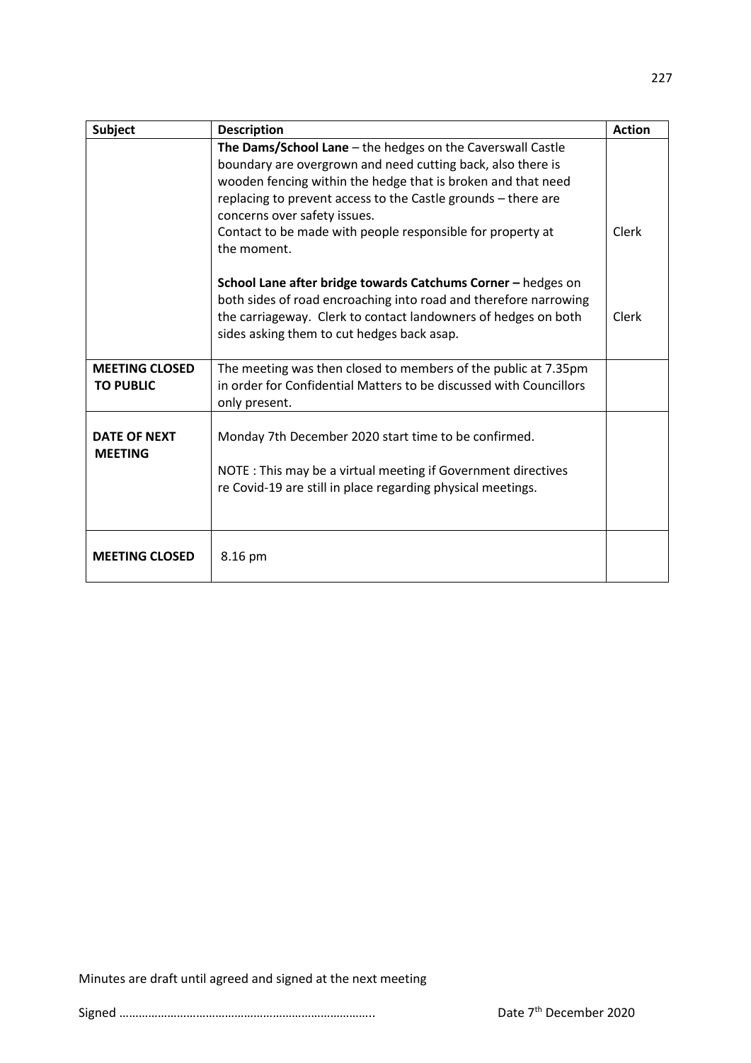| Subject | Description | Action |
|---|---|---|
| | **The Dams/School Lane** – the hedges on the Caverswall Castle boundary are overgrown and need cutting back, also there is wooden fencing within the hedge that is broken and that need replacing to prevent access to the Castle grounds – there are concerns over safety issues.<br>Contact to be made with people responsible for property at the moment.<br><br>**School Lane after bridge towards Catchums Corner –** hedges on both sides of road encroaching into road and therefore narrowing the carriageway. Clerk to contact landowners of hedges on both sides asking them to cut hedges back asap. | Clerk<br><br><br>Clerk |
| **MEETING CLOSED TO PUBLIC** | The meeting was then closed to members of the public at 7.35pm in order for Confidential Matters to be discussed with Councillors only present. | |
| **DATE OF NEXT MEETING** | Monday 7th December 2020 start time to be confirmed.<br><br>NOTE : This may be a virtual meeting if Government directives re Covid-19 are still in place regarding physical meetings. | |
| **MEETING CLOSED** | 8.16 pm | |

Minutes are draft until agreed and signed at the next meeting

Signed …………………………………………………………………..     Date 7th December 2020